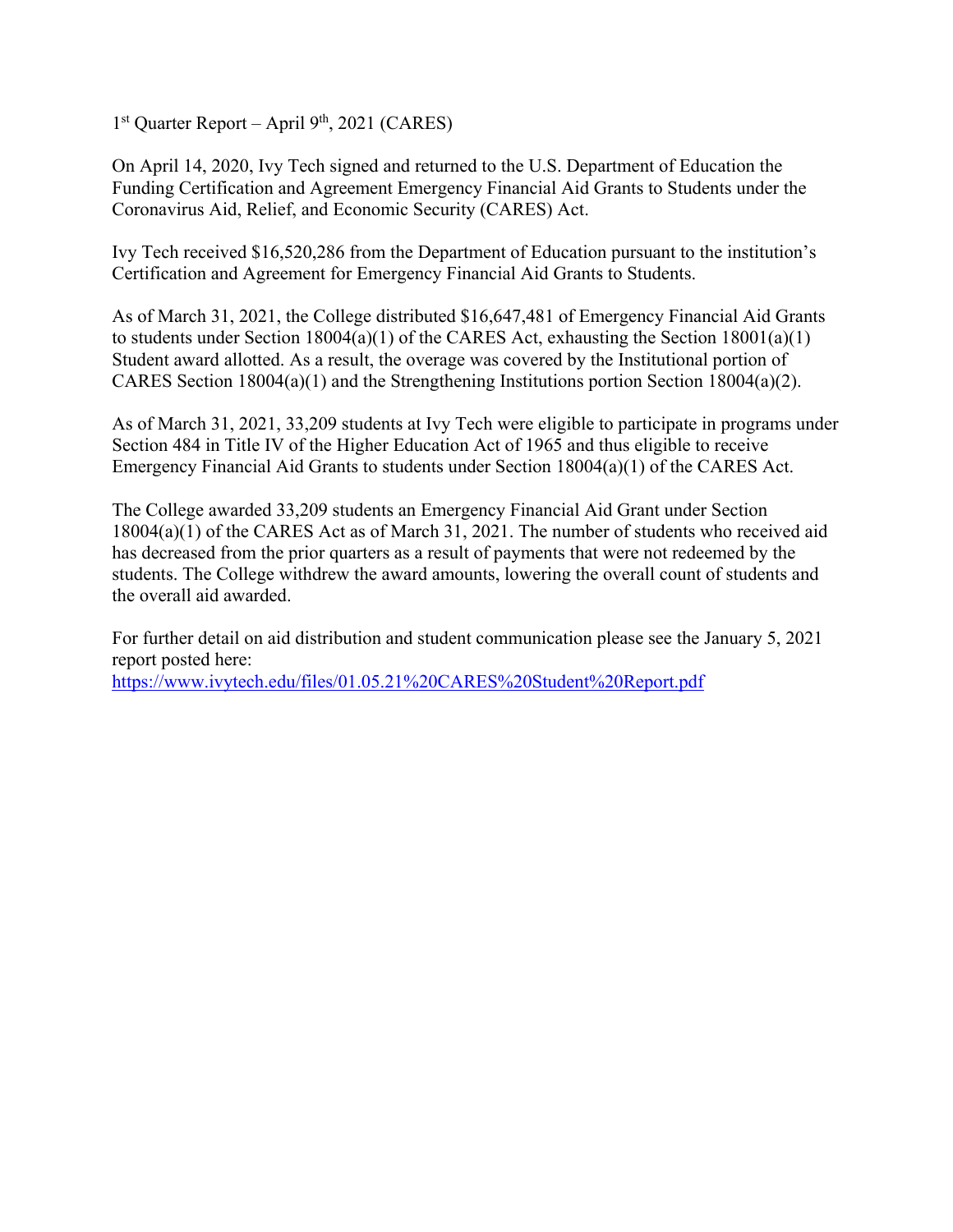1st Quarter Report – April 9th, 2021 (CARES)

On April 14, 2020, Ivy Tech signed and returned to the U.S. Department of Education the Funding Certification and Agreement Emergency Financial Aid Grants to Students under the Coronavirus Aid, Relief, and Economic Security (CARES) Act.

Ivy Tech received $16,520,286 from the Department of Education pursuant to the institution's Certification and Agreement for Emergency Financial Aid Grants to Students.

As of March 31, 2021, the College distributed $16,647,481 of Emergency Financial Aid Grants to students under Section 18004(a)(1) of the CARES Act, exhausting the Section 18001(a)(1) Student award allotted. As a result, the overage was covered by the Institutional portion of CARES Section 18004(a)(1) and the Strengthening Institutions portion Section 18004(a)(2).

As of March 31, 2021, 33,209 students at Ivy Tech were eligible to participate in programs under Section 484 in Title IV of the Higher Education Act of 1965 and thus eligible to receive Emergency Financial Aid Grants to students under Section 18004(a)(1) of the CARES Act.

The College awarded 33,209 students an Emergency Financial Aid Grant under Section 18004(a)(1) of the CARES Act as of March 31, 2021. The number of students who received aid has decreased from the prior quarters as a result of payments that were not redeemed by the students. The College withdrew the award amounts, lowering the overall count of students and the overall aid awarded.

For further detail on aid distribution and student communication please see the January 5, 2021 report posted here:
https://www.ivytech.edu/files/01.05.21%20CARES%20Student%20Report.pdf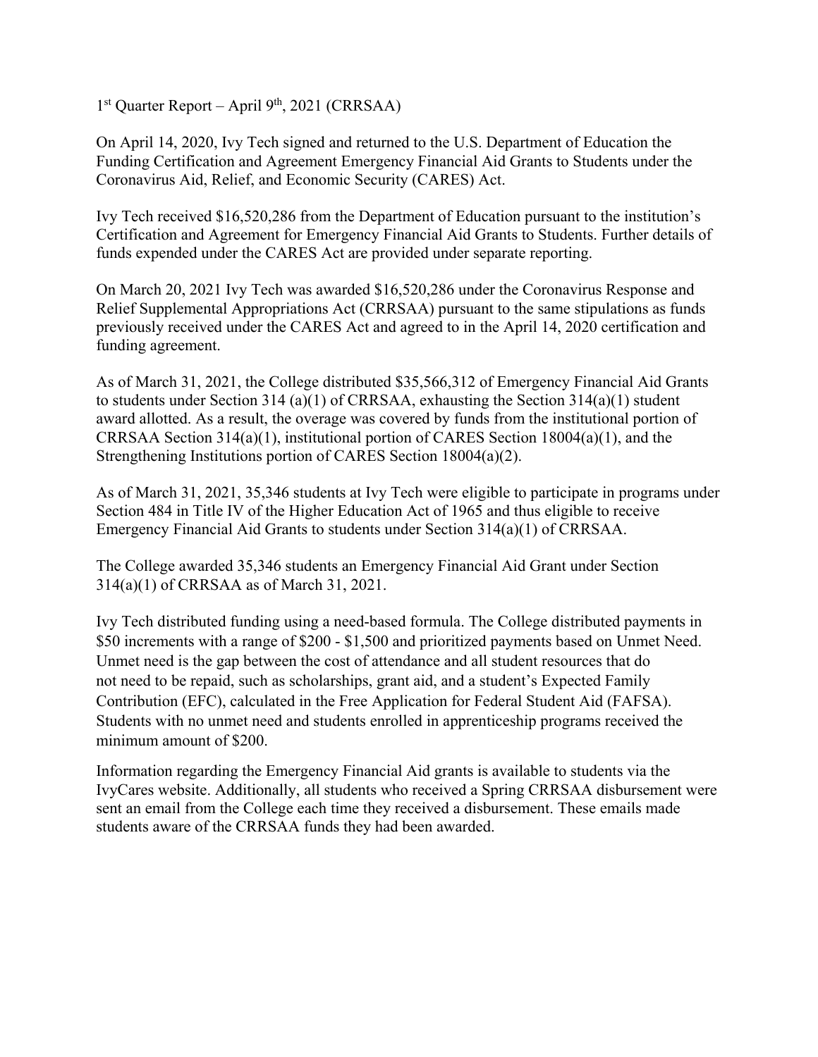1st Quarter Report – April 9th, 2021 (CRRSAA)

On April 14, 2020, Ivy Tech signed and returned to the U.S. Department of Education the Funding Certification and Agreement Emergency Financial Aid Grants to Students under the Coronavirus Aid, Relief, and Economic Security (CARES) Act.

Ivy Tech received $16,520,286 from the Department of Education pursuant to the institution's Certification and Agreement for Emergency Financial Aid Grants to Students. Further details of funds expended under the CARES Act are provided under separate reporting.

On March 20, 2021 Ivy Tech was awarded $16,520,286 under the Coronavirus Response and Relief Supplemental Appropriations Act (CRRSAA) pursuant to the same stipulations as funds previously received under the CARES Act and agreed to in the April 14, 2020 certification and funding agreement.

As of March 31, 2021, the College distributed $35,566,312 of Emergency Financial Aid Grants to students under Section 314 (a)(1) of CRRSAA, exhausting the Section 314(a)(1) student award allotted. As a result, the overage was covered by funds from the institutional portion of CRRSAA Section 314(a)(1), institutional portion of CARES Section 18004(a)(1), and the Strengthening Institutions portion of CARES Section 18004(a)(2).

As of March 31, 2021, 35,346 students at Ivy Tech were eligible to participate in programs under Section 484 in Title IV of the Higher Education Act of 1965 and thus eligible to receive Emergency Financial Aid Grants to students under Section 314(a)(1) of CRRSAA.

The College awarded 35,346 students an Emergency Financial Aid Grant under Section 314(a)(1) of CRRSAA as of March 31, 2021.

Ivy Tech distributed funding using a need-based formula. The College distributed payments in $50 increments with a range of $200 - $1,500 and prioritized payments based on Unmet Need. Unmet need is the gap between the cost of attendance and all student resources that do not need to be repaid, such as scholarships, grant aid, and a student's Expected Family Contribution (EFC), calculated in the Free Application for Federal Student Aid (FAFSA). Students with no unmet need and students enrolled in apprenticeship programs received the minimum amount of $200.

Information regarding the Emergency Financial Aid grants is available to students via the IvyCares website. Additionally, all students who received a Spring CRRSAA disbursement were sent an email from the College each time they received a disbursement. These emails made students aware of the CRRSAA funds they had been awarded.